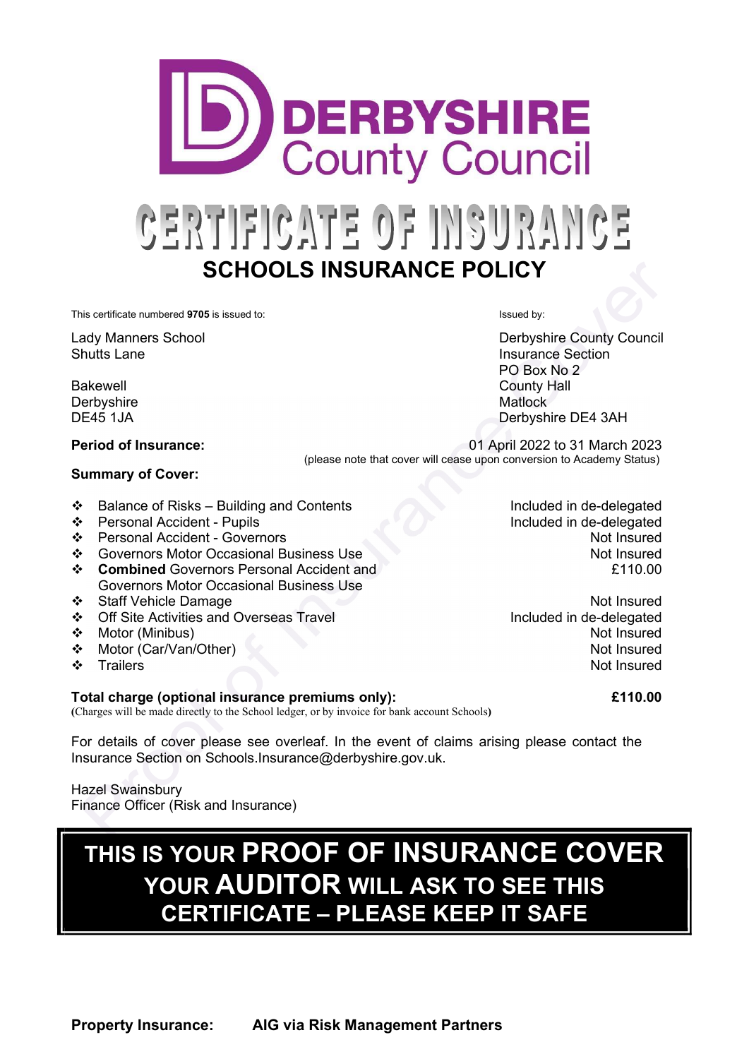# DERBYSHIRE County Council

# CERTIFICATE OF INSURANCE

## SCHOOLS INSURANCE POLICY

This certificate numbered **9705** is issued to:

Lady Manners School
Shutts Lane

Bakewell
Derbyshire
DE45 1JA

Issued by:

Derbyshire County Council
Insurance Section
PO Box No 2
County Hall
Matlock
Derbyshire DE4 3AH

**Period of Insurance:** 01 April 2022 to 31 March 2023
(please note that cover will cease upon conversion to Academy Status)

**Summary of Cover:**

| Cover | Status |
|---|---|
| ❖ Balance of Risks – Building and Contents | Included in de-delegated |
| ❖ Personal Accident - Pupils | Included in de-delegated |
| ❖ Personal Accident - Governors | Not Insured |
| ❖ Governors Motor Occasional Business Use | Not Insured |
| ❖ **Combined** Governors Personal Accident and Governors Motor Occasional Business Use | £110.00 |
| ❖ Staff Vehicle Damage | Not Insured |
| ❖ Off Site Activities and Overseas Travel | Included in de-delegated |
| ❖ Motor (Minibus) | Not Insured |
| ❖ Motor (Car/Van/Other) | Not Insured |
| ❖ Trailers | Not Insured |

**Total charge (optional insurance premiums only):** **£110.00**
(Charges will be made directly to the School ledger, or by invoice for bank account Schools)

For details of cover please see overleaf. In the event of claims arising please contact the Insurance Section on Schools.Insurance@derbyshire.gov.uk.

Hazel Swainsbury
Finance Officer (Risk and Insurance)

**THIS IS YOUR PROOF OF INSURANCE COVER YOUR AUDITOR WILL ASK TO SEE THIS CERTIFICATE – PLEASE KEEP IT SAFE**

**Property Insurance:** **AIG via Risk Management Partners**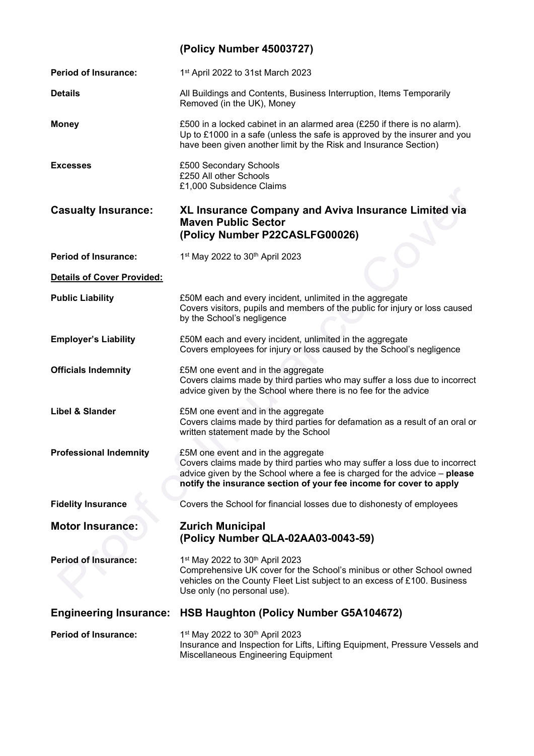## (Policy Number 45003727)

**Period of Insurance:** 1st April 2022 to 31st March 2023

**Details** All Buildings and Contents, Business Interruption, Items Temporarily Removed (in the UK), Money

**Money** £500 in a locked cabinet in an alarmed area (£250 if there is no alarm). Up to £1000 in a safe (unless the safe is approved by the insurer and you have been given another limit by the Risk and Insurance Section)

**Excesses**
£500 Secondary Schools
£250 All other Schools
£1,000 Subsidence Claims

## Casualty Insurance: XL Insurance Company and Aviva Insurance Limited via Maven Public Sector (Policy Number P22CASLFG00026)

**Period of Insurance:** 1st May 2022 to 30th April 2023

**Details of Cover Provided:**

**Public Liability** £50M each and every incident, unlimited in the aggregate
Covers visitors, pupils and members of the public for injury or loss caused by the School's negligence

**Employer's Liability** £50M each and every incident, unlimited in the aggregate
Covers employees for injury or loss caused by the School's negligence

**Officials Indemnity** £5M one event and in the aggregate
Covers claims made by third parties who may suffer a loss due to incorrect advice given by the School where there is no fee for the advice

**Libel & Slander** £5M one event and in the aggregate
Covers claims made by third parties for defamation as a result of an oral or written statement made by the School

**Professional Indemnity** £5M one event and in the aggregate
Covers claims made by third parties who may suffer a loss due to incorrect advice given by the School where a fee is charged for the advice – **please notify the insurance section of your fee income for cover to apply**

**Fidelity Insurance** Covers the School for financial losses due to dishonesty of employees

## Motor Insurance: Zurich Municipal (Policy Number QLA-02AA03-0043-59)

**Period of Insurance:** 1st May 2022 to 30th April 2023
Comprehensive UK cover for the School's minibus or other School owned vehicles on the County Fleet List subject to an excess of £100. Business Use only (no personal use).

## Engineering Insurance: HSB Haughton (Policy Number G5A104672)

**Period of Insurance:** 1st May 2022 to 30th April 2023
Insurance and Inspection for Lifts, Lifting Equipment, Pressure Vessels and Miscellaneous Engineering Equipment